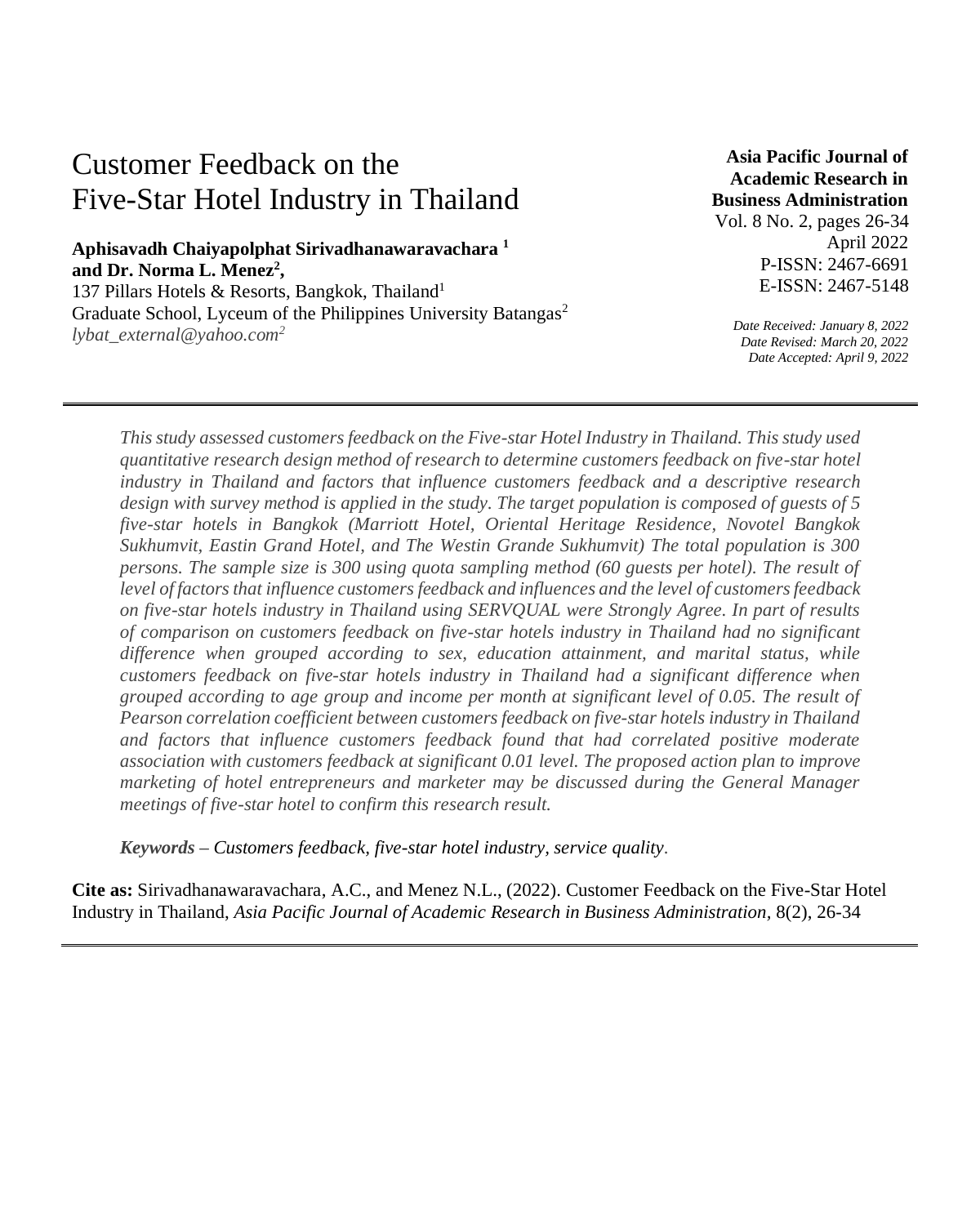# Customer Feedback on the Five-Star Hotel Industry in Thailand

**Aphisavadh Chaiyapolphat Sirivadhanawaravachara [1] and Dr. Norma L. Menez[2],**
137 Pillars Hotels & Resorts, Bangkok, Thailand[1]
Graduate School, Lyceum of the Philippines University Batangas[2]
*lybat_external@yahoo.com[2]*

**Asia Pacific Journal of Academic Research in Business Administration**
Vol. 8 No. 2, pages 26-34
April 2022
P-ISSN: 2467-6691
E-ISSN: 2467-5148

*Date Received: January 8, 2022*
*Date Revised: March 20, 2022*
*Date Accepted: April 9, 2022*

---

*This study assessed customers feedback on the Five-star Hotel Industry in Thailand. This study used quantitative research design method of research to determine customers feedback on five-star hotel industry in Thailand and factors that influence customers feedback and a descriptive research design with survey method is applied in the study. The target population is composed of guests of 5 five-star hotels in Bangkok (Marriott Hotel, Oriental Heritage Residence, Novotel Bangkok Sukhumvit, Eastin Grand Hotel, and The Westin Grande Sukhumvit) The total population is 300 persons. The sample size is 300 using quota sampling method (60 guests per hotel). The result of level of factors that influence customers feedback and influences and the level of customers feedback on five-star hotels industry in Thailand using SERVQUAL were Strongly Agree. In part of results of comparison on customers feedback on five-star hotels industry in Thailand had no significant difference when grouped according to sex, education attainment, and marital status, while customers feedback on five-star hotels industry in Thailand had a significant difference when grouped according to age group and income per month at significant level of 0.05. The result of Pearson correlation coefficient between customers feedback on five-star hotels industry in Thailand and factors that influence customers feedback found that had correlated positive moderate association with customers feedback at significant 0.01 level. The proposed action plan to improve marketing of hotel entrepreneurs and marketer may be discussed during the General Manager meetings of five-star hotel to confirm this research result.*

***Keywords** – Customers feedback, five-star hotel industry, service quality.*

**Cite as:** Sirivadhanawaravachara, A.C., and Menez N.L., (2022). Customer Feedback on the Five-Star Hotel Industry in Thailand, *Asia Pacific Journal of Academic Research in Business Administration,* 8(2), 26-34

---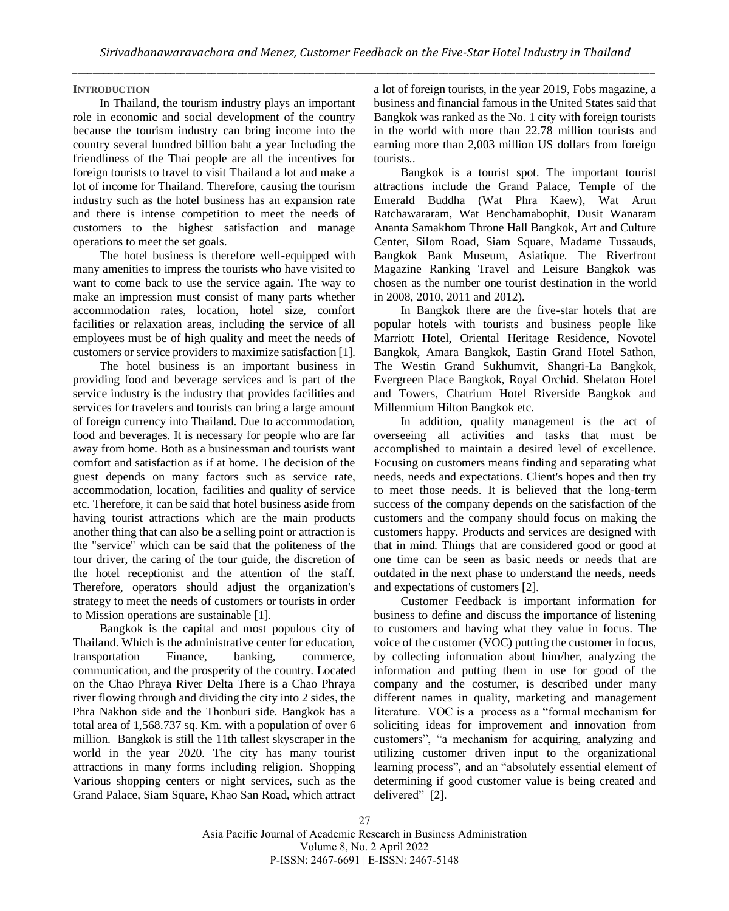## INTRODUCTION

In Thailand, the tourism industry plays an important role in economic and social development of the country because the tourism industry can bring income into the country several hundred billion baht a year Including the friendliness of the Thai people are all the incentives for foreign tourists to travel to visit Thailand a lot and make a lot of income for Thailand. Therefore, causing the tourism industry such as the hotel business has an expansion rate and there is intense competition to meet the needs of customers to the highest satisfaction and manage operations to meet the set goals.

The hotel business is therefore well-equipped with many amenities to impress the tourists who have visited to want to come back to use the service again. The way to make an impression must consist of many parts whether accommodation rates, location, hotel size, comfort facilities or relaxation areas, including the service of all employees must be of high quality and meet the needs of customers or service providers to maximize satisfaction [1].

The hotel business is an important business in providing food and beverage services and is part of the service industry is the industry that provides facilities and services for travelers and tourists can bring a large amount of foreign currency into Thailand. Due to accommodation, food and beverages. It is necessary for people who are far away from home. Both as a businessman and tourists want comfort and satisfaction as if at home. The decision of the guest depends on many factors such as service rate, accommodation, location, facilities and quality of service etc. Therefore, it can be said that hotel business aside from having tourist attractions which are the main products another thing that can also be a selling point or attraction is the "service" which can be said that the politeness of the tour driver, the caring of the tour guide, the discretion of the hotel receptionist and the attention of the staff. Therefore, operators should adjust the organization's strategy to meet the needs of customers or tourists in order to Mission operations are sustainable [1].

Bangkok is the capital and most populous city of Thailand. Which is the administrative center for education, transportation Finance, banking, commerce, communication, and the prosperity of the country. Located on the Chao Phraya River Delta There is a Chao Phraya river flowing through and dividing the city into 2 sides, the Phra Nakhon side and the Thonburi side. Bangkok has a total area of 1,568.737 sq. Km. with a population of over 6 million. Bangkok is still the 11th tallest skyscraper in the world in the year 2020. The city has many tourist attractions in many forms including religion. Shopping Various shopping centers or night services, such as the Grand Palace, Siam Square, Khao San Road, which attract a lot of foreign tourists, in the year 2019, Fobs magazine, a business and financial famous in the United States said that Bangkok was ranked as the No. 1 city with foreign tourists in the world with more than 22.78 million tourists and earning more than 2,003 million US dollars from foreign tourists..

Bangkok is a tourist spot. The important tourist attractions include the Grand Palace, Temple of the Emerald Buddha (Wat Phra Kaew), Wat Arun Ratchawararam, Wat Benchamabophit, Dusit Wanaram Ananta Samakhom Throne Hall Bangkok, Art and Culture Center, Silom Road, Siam Square, Madame Tussauds, Bangkok Bank Museum, Asiatique. The Riverfront Magazine Ranking Travel and Leisure Bangkok was chosen as the number one tourist destination in the world in 2008, 2010, 2011 and 2012).

In Bangkok there are the five-star hotels that are popular hotels with tourists and business people like Marriott Hotel, Oriental Heritage Residence, Novotel Bangkok, Amara Bangkok, Eastin Grand Hotel Sathon, The Westin Grand Sukhumvit, Shangri-La Bangkok, Evergreen Place Bangkok, Royal Orchid. Shelaton Hotel and Towers, Chatrium Hotel Riverside Bangkok and Millenmium Hilton Bangkok etc.

In addition, quality management is the act of overseeing all activities and tasks that must be accomplished to maintain a desired level of excellence. Focusing on customers means finding and separating what needs, needs and expectations. Client's hopes and then try to meet those needs. It is believed that the long-term success of the company depends on the satisfaction of the customers and the company should focus on making the customers happy. Products and services are designed with that in mind. Things that are considered good or good at one time can be seen as basic needs or needs that are outdated in the next phase to understand the needs, needs and expectations of customers [2].

Customer Feedback is important information for business to define and discuss the importance of listening to customers and having what they value in focus. The voice of the customer (VOC) putting the customer in focus, by collecting information about him/her, analyzing the information and putting them in use for good of the company and the costumer, is described under many different names in quality, marketing and management literature. VOC is a process as a "formal mechanism for soliciting ideas for improvement and innovation from customers", "a mechanism for acquiring, analyzing and utilizing customer driven input to the organizational learning process", and an "absolutely essential element of determining if good customer value is being created and delivered" [2].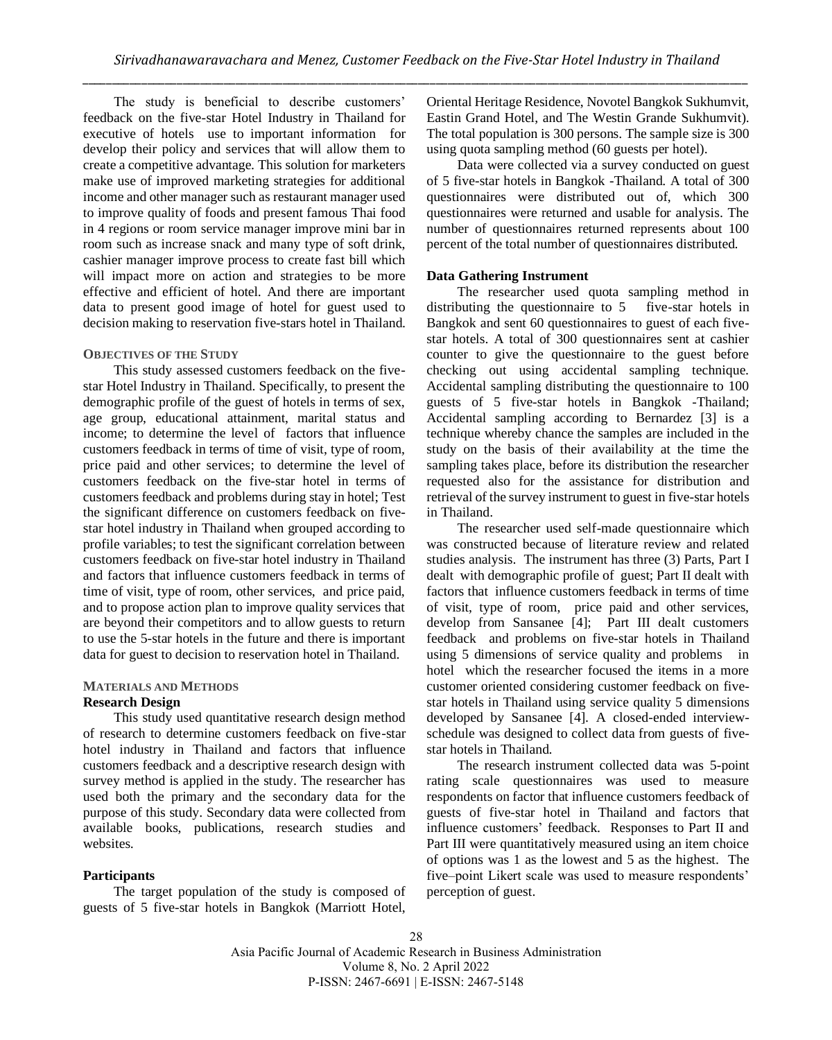The study is beneficial to describe customers' feedback on the five-star Hotel Industry in Thailand for executive of hotels use to important information for develop their policy and services that will allow them to create a competitive advantage. This solution for marketers make use of improved marketing strategies for additional income and other manager such as restaurant manager used to improve quality of foods and present famous Thai food in 4 regions or room service manager improve mini bar in room such as increase snack and many type of soft drink, cashier manager improve process to create fast bill which will impact more on action and strategies to be more effective and efficient of hotel. And there are important data to present good image of hotel for guest used to decision making to reservation five-stars hotel in Thailand.

## OBJECTIVES OF THE STUDY

This study assessed customers feedback on the five-star Hotel Industry in Thailand. Specifically, to present the demographic profile of the guest of hotels in terms of sex, age group, educational attainment, marital status and income; to determine the level of factors that influence customers feedback in terms of time of visit, type of room, price paid and other services; to determine the level of customers feedback on the five-star hotel in terms of customers feedback and problems during stay in hotel; Test the significant difference on customers feedback on five-star hotel industry in Thailand when grouped according to profile variables; to test the significant correlation between customers feedback on five-star hotel industry in Thailand and factors that influence customers feedback in terms of time of visit, type of room, other services, and price paid, and to propose action plan to improve quality services that are beyond their competitors and to allow guests to return to use the 5-star hotels in the future and there is important data for guest to decision to reservation hotel in Thailand.

## MATERIALS AND METHODS

### Research Design

This study used quantitative research design method of research to determine customers feedback on five-star hotel industry in Thailand and factors that influence customers feedback and a descriptive research design with survey method is applied in the study. The researcher has used both the primary and the secondary data for the purpose of this study. Secondary data were collected from available books, publications, research studies and websites.

### Participants

The target population of the study is composed of guests of 5 five-star hotels in Bangkok (Marriott Hotel, Oriental Heritage Residence, Novotel Bangkok Sukhumvit, Eastin Grand Hotel, and The Westin Grande Sukhumvit). The total population is 300 persons. The sample size is 300 using quota sampling method (60 guests per hotel).

Data were collected via a survey conducted on guest of 5 five-star hotels in Bangkok -Thailand. A total of 300 questionnaires were distributed out of, which 300 questionnaires were returned and usable for analysis. The number of questionnaires returned represents about 100 percent of the total number of questionnaires distributed.

### Data Gathering Instrument

The researcher used quota sampling method in distributing the questionnaire to 5 five-star hotels in Bangkok and sent 60 questionnaires to guest of each five-star hotels. A total of 300 questionnaires sent at cashier counter to give the questionnaire to the guest before checking out using accidental sampling technique. Accidental sampling distributing the questionnaire to 100 guests of 5 five-star hotels in Bangkok -Thailand; Accidental sampling according to Bernardez [3] is a technique whereby chance the samples are included in the study on the basis of their availability at the time the sampling takes place, before its distribution the researcher requested also for the assistance for distribution and retrieval of the survey instrument to guest in five-star hotels in Thailand.

The researcher used self-made questionnaire which was constructed because of literature review and related studies analysis. The instrument has three (3) Parts, Part I dealt with demographic profile of guest; Part II dealt with factors that influence customers feedback in terms of time of visit, type of room, price paid and other services, develop from Sansanee [4]; Part III dealt customers feedback and problems on five-star hotels in Thailand using 5 dimensions of service quality and problems in hotel which the researcher focused the items in a more customer oriented considering customer feedback on five-star hotels in Thailand using service quality 5 dimensions developed by Sansanee [4]. A closed-ended interview-schedule was designed to collect data from guests of five-star hotels in Thailand.

The research instrument collected data was 5-point rating scale questionnaires was used to measure respondents on factor that influence customers feedback of guests of five-star hotel in Thailand and factors that influence customers' feedback. Responses to Part II and Part III were quantitatively measured using an item choice of options was 1 as the lowest and 5 as the highest. The five–point Likert scale was used to measure respondents' perception of guest.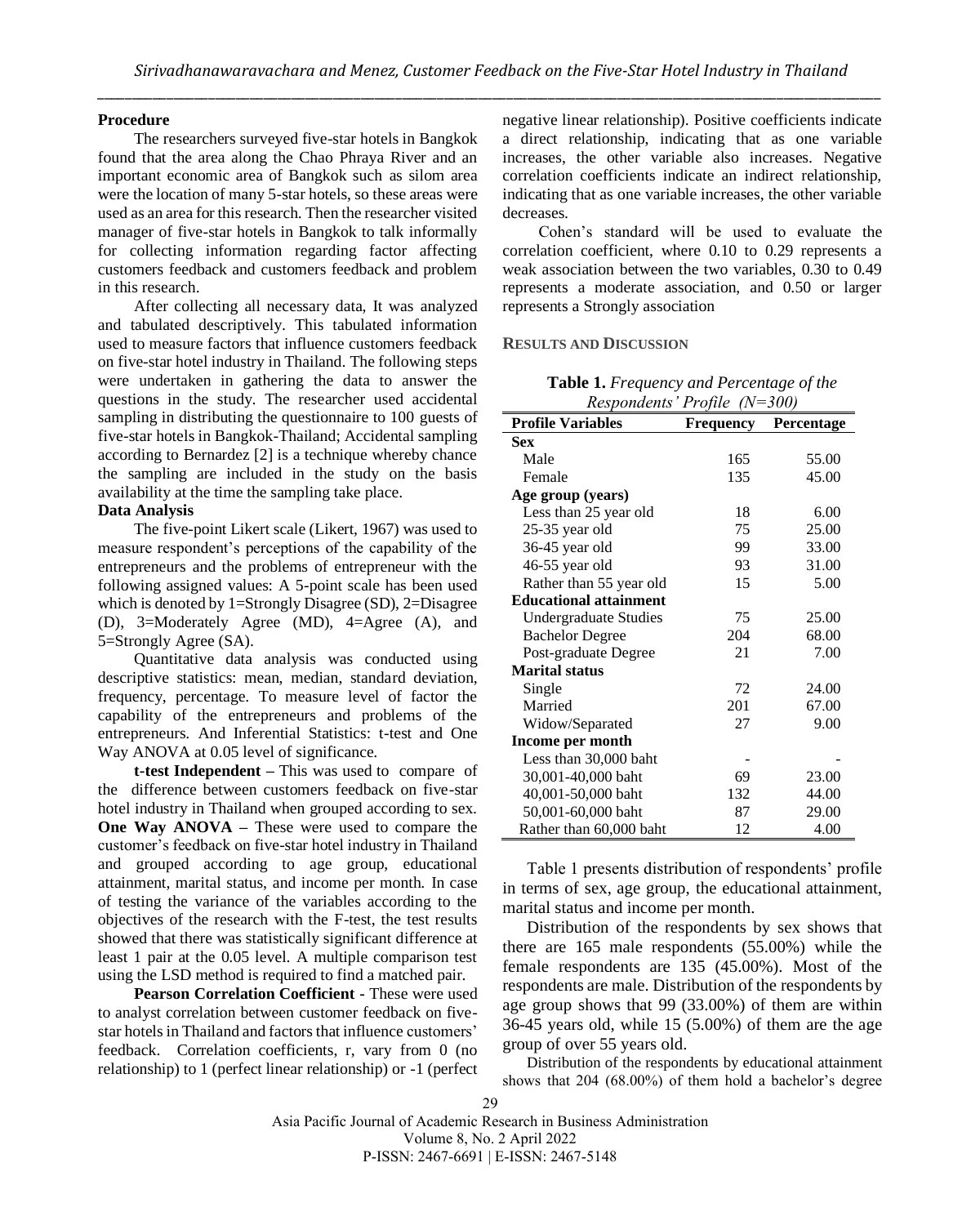**Procedure**

The researchers surveyed five-star hotels in Bangkok found that the area along the Chao Phraya River and an important economic area of Bangkok such as silom area were the location of many 5-star hotels, so these areas were used as an area for this research. Then the researcher visited manager of five-star hotels in Bangkok to talk informally for collecting information regarding factor affecting customers feedback and customers feedback and problem in this research.

After collecting all necessary data, It was analyzed and tabulated descriptively. This tabulated information used to measure factors that influence customers feedback on five-star hotel industry in Thailand. The following steps were undertaken in gathering the data to answer the questions in the study. The researcher used accidental sampling in distributing the questionnaire to 100 guests of five-star hotels in Bangkok-Thailand; Accidental sampling according to Bernardez [2] is a technique whereby chance the sampling are included in the study on the basis availability at the time the sampling take place.

**Data Analysis**

The five-point Likert scale (Likert, 1967) was used to measure respondent's perceptions of the capability of the entrepreneurs and the problems of entrepreneur with the following assigned values: A 5-point scale has been used which is denoted by 1=Strongly Disagree (SD), 2=Disagree (D), 3=Moderately Agree (MD), 4=Agree (A), and 5=Strongly Agree (SA).

Quantitative data analysis was conducted using descriptive statistics: mean, median, standard deviation, frequency, percentage. To measure level of factor the capability of the entrepreneurs and problems of the entrepreneurs. And Inferential Statistics: t-test and One Way ANOVA at 0.05 level of significance.

**t-test Independent –** This was used to compare of the difference between customers feedback on five-star hotel industry in Thailand when grouped according to sex. **One Way ANOVA –** These were used to compare the customer's feedback on five-star hotel industry in Thailand and grouped according to age group, educational attainment, marital status, and income per month. In case of testing the variance of the variables according to the objectives of the research with the F-test, the test results showed that there was statistically significant difference at least 1 pair at the 0.05 level. A multiple comparison test using the LSD method is required to find a matched pair.

**Pearson Correlation Coefficient -** These were used to analyst correlation between customer feedback on five-star hotels in Thailand and factors that influence customers' feedback. Correlation coefficients, r, vary from 0 (no relationship) to 1 (perfect linear relationship) or -1 (perfect negative linear relationship). Positive coefficients indicate a direct relationship, indicating that as one variable increases, the other variable also increases. Negative correlation coefficients indicate an indirect relationship, indicating that as one variable increases, the other variable decreases.

Cohen's standard will be used to evaluate the correlation coefficient, where 0.10 to 0.29 represents a weak association between the two variables, 0.30 to 0.49 represents a moderate association, and 0.50 or larger represents a Strongly association

## RESULTS AND DISCUSSION

**Table 1.** *Frequency and Percentage of the Respondents' Profile (N=300)*

| Profile Variables | Frequency | Percentage |
|---|---|---|
| **Sex** | | |
| Male | 165 | 55.00 |
| Female | 135 | 45.00 |
| **Age group (years)** | | |
| Less than 25 year old | 18 | 6.00 |
| 25-35 year old | 75 | 25.00 |
| 36-45 year old | 99 | 33.00 |
| 46-55 year old | 93 | 31.00 |
| Rather than 55 year old | 15 | 5.00 |
| **Educational attainment** | | |
| Undergraduate Studies | 75 | 25.00 |
| Bachelor Degree | 204 | 68.00 |
| Post-graduate Degree | 21 | 7.00 |
| **Marital status** | | |
| Single | 72 | 24.00 |
| Married | 201 | 67.00 |
| Widow/Separated | 27 | 9.00 |
| **Income per month** | | |
| Less than 30,000 baht | - | - |
| 30,001-40,000 baht | 69 | 23.00 |
| 40,001-50,000 baht | 132 | 44.00 |
| 50,001-60,000 baht | 87 | 29.00 |
| Rather than 60,000 baht | 12 | 4.00 |

Table 1 presents distribution of respondents' profile in terms of sex, age group, the educational attainment, marital status and income per month.

Distribution of the respondents by sex shows that there are 165 male respondents (55.00%) while the female respondents are 135 (45.00%). Most of the respondents are male. Distribution of the respondents by age group shows that 99 (33.00%) of them are within 36-45 years old, while 15 (5.00%) of them are the age group of over 55 years old.

Distribution of the respondents by educational attainment shows that 204 (68.00%) of them hold a bachelor's degree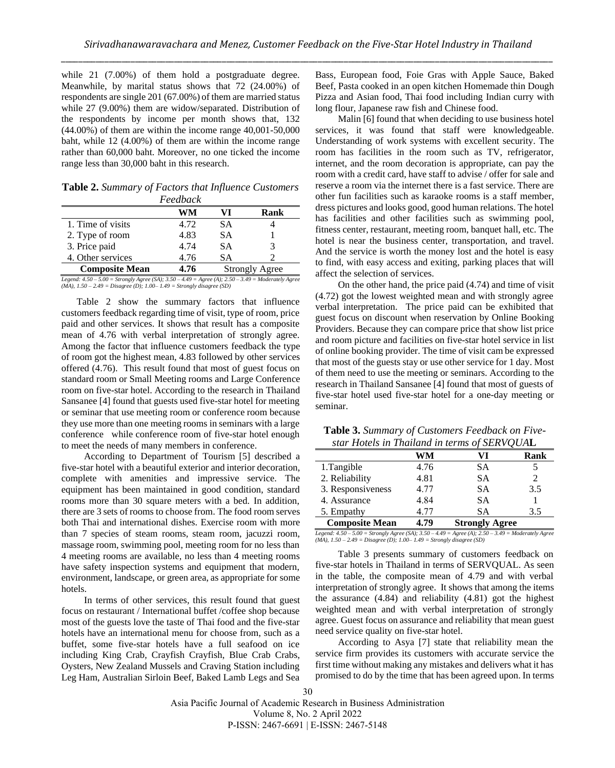while 21 (7.00%) of them hold a postgraduate degree. Meanwhile, by marital status shows that 72 (24.00%) of respondents are single 201 (67.00%) of them are married status while 27 (9.00%) them are widow/separated. Distribution of the respondents by income per month shows that, 132 (44.00%) of them are within the income range 40,001-50,000 baht, while 12 (4.00%) of them are within the income range rather than 60,000 baht. Moreover, no one ticked the income range less than 30,000 baht in this research.

**Table 2.** *Summary of Factors that Influence Customers Feedback*

| | WM | VI | Rank |
|---|---|---|---|
| 1. Time of visits | 4.72 | SA | 4 |
| 2. Type of room | 4.83 | SA | 1 |
| 3. Price paid | 4.74 | SA | 3 |
| 4. Other services | 4.76 | SA | 2 |
| **Composite Mean** | **4.76** | Strongly Agree | |

*Legend: 4.50 – 5.00 = Strongly Agree (SA); 3.50 – 4.49 = Agree (A); 2.50 – 3.49 = Moderately Agree (MA), 1.50 – 2.49 = Disagree (D); 1.00– 1.49 = Strongly disagree (SD)*

Table 2 show the summary factors that influence customers feedback regarding time of visit, type of room, price paid and other services. It shows that result has a composite mean of 4.76 with verbal interpretation of strongly agree. Among the factor that influence customers feedback the type of room got the highest mean, 4.83 followed by other services offered (4.76). This result found that most of guest focus on standard room or Small Meeting rooms and Large Conference room on five-star hotel. According to the research in Thailand Sansanee [4] found that guests used five-star hotel for meeting or seminar that use meeting room or conference room because they use more than one meeting rooms in seminars with a large conference while conference room of five-star hotel enough to meet the needs of many members in conference.

According to Department of Tourism [5] described a five-star hotel with a beautiful exterior and interior decoration, complete with amenities and impressive service. The equipment has been maintained in good condition, standard rooms more than 30 square meters with a bed. In addition, there are 3 sets of rooms to choose from. The food room serves both Thai and international dishes. Exercise room with more than 7 species of steam rooms, steam room, jacuzzi room, massage room, swimming pool, meeting room for no less than 4 meeting rooms are available, no less than 4 meeting rooms have safety inspection systems and equipment that modern, environment, landscape, or green area, as appropriate for some hotels.

In terms of other services, this result found that guest focus on restaurant / International buffet /coffee shop because most of the guests love the taste of Thai food and the five-star hotels have an international menu for choose from, such as a buffet, some five-star hotels have a full seafood on ice including King Crab, Crayfish Crayfish, Blue Crab Crabs, Oysters, New Zealand Mussels and Craving Station including Leg Ham, Australian Sirloin Beef, Baked Lamb Legs and Sea Bass, European food, Foie Gras with Apple Sauce, Baked Beef, Pasta cooked in an open kitchen Homemade thin Dough Pizza and Asian food, Thai food including Indian curry with long flour, Japanese raw fish and Chinese food.

Malin [6] found that when deciding to use business hotel services, it was found that staff were knowledgeable. Understanding of work systems with excellent security. The room has facilities in the room such as TV, refrigerator, internet, and the room decoration is appropriate, can pay the room with a credit card, have staff to advise / offer for sale and reserve a room via the internet there is a fast service. There are other fun facilities such as karaoke rooms is a staff member, dress pictures and looks good, good human relations. The hotel has facilities and other facilities such as swimming pool, fitness center, restaurant, meeting room, banquet hall, etc. The hotel is near the business center, transportation, and travel. And the service is worth the money lost and the hotel is easy to find, with easy access and exiting, parking places that will affect the selection of services.

On the other hand, the price paid (4.74) and time of visit (4.72) got the lowest weighted mean and with strongly agree verbal interpretation. The price paid can be exhibited that guest focus on discount when reservation by Online Booking Providers. Because they can compare price that show list price and room picture and facilities on five-star hotel service in list of online booking provider. The time of visit cam be expressed that most of the guests stay or use other service for 1 day. Most of them need to use the meeting or seminars. According to the research in Thailand Sansanee [4] found that most of guests of five-star hotel used five-star hotel for a one-day meeting or seminar.

**Table 3.** *Summary of Customers Feedback on Five-star Hotels in Thailand in terms of SERVQUA***L**

| | WM | VI | Rank |
|---|---|---|---|
| 1.Tangible | 4.76 | SA | 5 |
| 2. Reliability | 4.81 | SA | 2 |
| 3. Responsiveness | 4.77 | SA | 3.5 |
| 4. Assurance | 4.84 | SA | 1 |
| 5. Empathy | 4.77 | SA | 3.5 |
| **Composite Mean** | **4.79** | **Strongly Agree** | |

*Legend: 4.50 – 5.00 = Strongly Agree (SA); 3.50 – 4.49 = Agree (A); 2.50 – 3.49 = Moderately Agree (MA), 1.50 – 2.49 = Disagree (D); 1.00– 1.49 = Strongly disagree (SD)*

Table 3 presents summary of customers feedback on five-star hotels in Thailand in terms of SERVQUAL. As seen in the table, the composite mean of 4.79 and with verbal interpretation of strongly agree. It shows that among the items the assurance (4.84) and reliability (4.81) got the highest weighted mean and with verbal interpretation of strongly agree. Guest focus on assurance and reliability that mean guest need service quality on five-star hotel.

According to Asya [7] state that reliability mean the service firm provides its customers with accurate service the first time without making any mistakes and delivers what it has promised to do by the time that has been agreed upon. In terms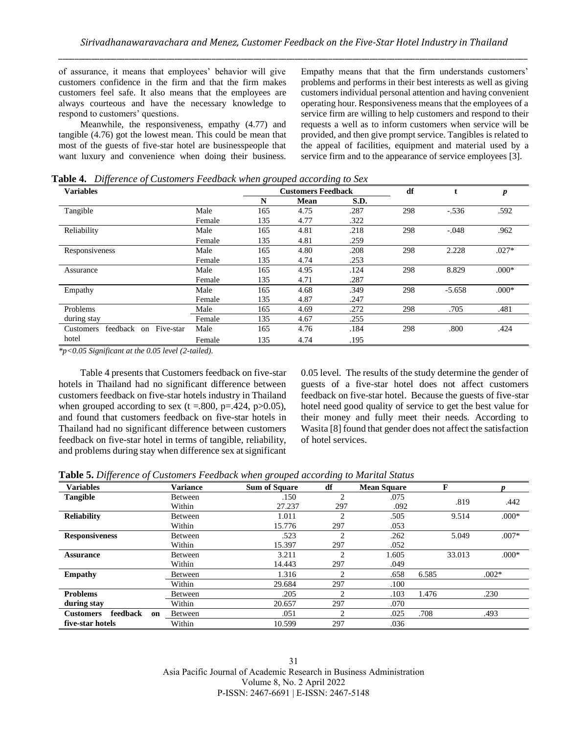of assurance, it means that employees' behavior will give customers confidence in the firm and that the firm makes customers feel safe. It also means that the employees are always courteous and have the necessary knowledge to respond to customers' questions.

Meanwhile, the responsiveness, empathy (4.77) and tangible (4.76) got the lowest mean. This could be mean that most of the guests of five-star hotel are businesspeople that want luxury and convenience when doing their business. Empathy means that that the firm understands customers' problems and performs in their best interests as well as giving customers individual personal attention and having convenient operating hour. Responsiveness means that the employees of a service firm are willing to help customers and respond to their requests a well as to inform customers when service will be provided, and then give prompt service. Tangibles is related to the appeal of facilities, equipment and material used by a service firm and to the appearance of service employees [3].

**Table 4.** *Difference of Customers Feedback when grouped according to Sex*

| Variables | | Customers Feedback | | | df | t | *p* |
|---|---|---|---|---|---|---|---|
| | | N | Mean | S.D. | | | |
| Tangible | Male | 165 | 4.75 | .287 | 298 | -.536 | .592 |
| | Female | 135 | 4.77 | .322 | | | |
| Reliability | Male | 165 | 4.81 | .218 | 298 | -.048 | .962 |
| | Female | 135 | 4.81 | .259 | | | |
| Responsiveness | Male | 165 | 4.80 | .208 | 298 | 2.228 | .027* |
| | Female | 135 | 4.74 | .253 | | | |
| Assurance | Male | 165 | 4.95 | .124 | 298 | 8.829 | .000* |
| | Female | 135 | 4.71 | .287 | | | |
| Empathy | Male | 165 | 4.68 | .349 | 298 | -5.658 | .000* |
| | Female | 135 | 4.87 | .247 | | | |
| Problems during stay | Male | 165 | 4.69 | .272 | 298 | .705 | .481 |
| | Female | 135 | 4.67 | .255 | | | |
| Customers feedback on Five-star hotel | Male | 165 | 4.76 | .184 | 298 | .800 | .424 |
| | Female | 135 | 4.74 | .195 | | | |

*\*p<0.05 Significant at the 0.05 level (2-tailed).*

Table 4 presents that Customers feedback on five-star hotels in Thailand had no significant difference between customers feedback on five-star hotels industry in Thailand when grouped according to sex (t =.800, p=.424, p>0.05), and found that customers feedback on five-star hotels in Thailand had no significant difference between customers feedback on five-star hotel in terms of tangible, reliability, and problems during stay when difference sex at significant 0.05 level. The results of the study determine the gender of guests of a five-star hotel does not affect customers feedback on five-star hotel. Because the guests of five-star hotel need good quality of service to get the best value for their money and fully meet their needs. According to Wasita [8] found that gender does not affect the satisfaction of hotel services.

**Table 5.** *Difference of Customers Feedback when grouped according to Marital Status*

| Variables | Variance | Sum of Square | df | Mean Square | F | *p* |
|---|---|---|---|---|---|---|
| **Tangible** | Between | .150 | 2 | .075 | .819 | .442 |
| | Within | 27.237 | 297 | .092 | | |
| **Reliability** | Between | 1.011 | 2 | .505 | 9.514 | .000* |
| | Within | 15.776 | 297 | .053 | | |
| **Responsiveness** | Between | .523 | 2 | .262 | 5.049 | .007* |
| | Within | 15.397 | 297 | .052 | | |
| **Assurance** | Between | 3.211 | 2 | 1.605 | 33.013 | .000* |
| | Within | 14.443 | 297 | .049 | | |
| **Empathy** | Between | 1.316 | 2 | .658 | 6.585 | .002* |
| | Within | 29.684 | 297 | .100 | | |
| **Problems during stay** | Between | .205 | 2 | .103 | 1.476 | .230 |
| | Within | 20.657 | 297 | .070 | | |
| **Customers feedback on five-star hotels** | Between | .051 | 2 | .025 | .708 | .493 |
| | Within | 10.599 | 297 | .036 | | |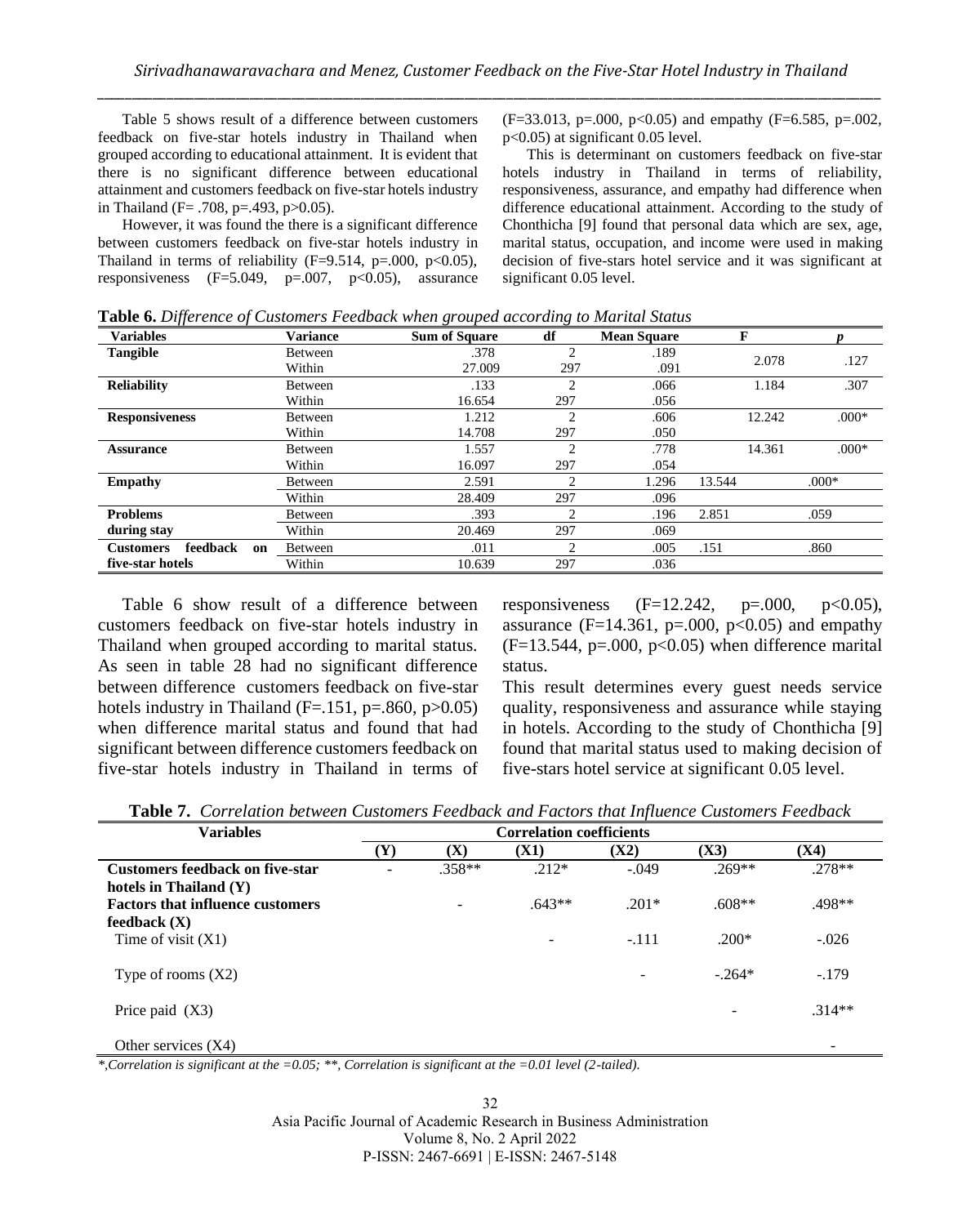Table 5 shows result of a difference between customers feedback on five-star hotels industry in Thailand when grouped according to educational attainment. It is evident that there is no significant difference between educational attainment and customers feedback on five-star hotels industry in Thailand (F= .708, p=.493, p>0.05).

However, it was found the there is a significant difference between customers feedback on five-star hotels industry in Thailand in terms of reliability (F=9.514, p=.000, p<0.05), responsiveness (F=5.049, p=.007, p<0.05), assurance (F=33.013, p=.000, p<0.05) and empathy (F=6.585, p=.002, p<0.05) at significant 0.05 level.

This is determinant on customers feedback on five-star hotels industry in Thailand in terms of reliability, responsiveness, assurance, and empathy had difference when difference educational attainment. According to the study of Chonthicha [9] found that personal data which are sex, age, marital status, occupation, and income were used in making decision of five-stars hotel service and it was significant at significant 0.05 level.

**Table 6.** *Difference of Customers Feedback when grouped according to Marital Status*

| Variables | Variance | Sum of Square | df | Mean Square | F | *p* |
|---|---|---|---|---|---|---|
| **Tangible** | Between | .378 | 2 | .189 | 2.078 | .127 |
| | Within | 27.009 | 297 | .091 | | |
| **Reliability** | Between | .133 | 2 | .066 | 1.184 | .307 |
| | Within | 16.654 | 297 | .056 | | |
| **Responsiveness** | Between | 1.212 | 2 | .606 | 12.242 | .000* |
| | Within | 14.708 | 297 | .050 | | |
| **Assurance** | Between | 1.557 | 2 | .778 | 14.361 | .000* |
| | Within | 16.097 | 297 | .054 | | |
| **Empathy** | Between | 2.591 | 2 | 1.296 | 13.544 | .000* |
| | Within | 28.409 | 297 | .096 | | |
| **Problems during stay** | Between | .393 | 2 | .196 | 2.851 | .059 |
| | Within | 20.469 | 297 | .069 | | |
| **Customers feedback on five-star hotels** | Between | .011 | 2 | .005 | .151 | .860 |
| | Within | 10.639 | 297 | .036 | | |

Table 6 show result of a difference between customers feedback on five-star hotels industry in Thailand when grouped according to marital status. As seen in table 28 had no significant difference between difference customers feedback on five-star hotels industry in Thailand (F=.151, p=.860, p>0.05) when difference marital status and found that had significant between difference customers feedback on five-star hotels industry in Thailand in terms of responsiveness (F=12.242, p=.000, p<0.05), assurance (F=14.361, p=.000, p<0.05) and empathy (F=13.544, p=.000, p<0.05) when difference marital status.

This result determines every guest needs service quality, responsiveness and assurance while staying in hotels. According to the study of Chonthicha [9] found that marital status used to making decision of five-stars hotel service at significant 0.05 level.

**Table 7.** *Correlation between Customers Feedback and Factors that Influence Customers Feedback*

| Variables | Correlation coefficients | | | | | |
|---|---|---|---|---|---|---|
| | (Y) | (X) | (X1) | (X2) | (X3) | (X4) |
| **Customers feedback on five-star hotels in Thailand (Y)** | - | .358** | .212* | -.049 | .269** | .278** |
| **Factors that influence customers feedback (X)** | | - | .643** | .201* | .608** | .498** |
| Time of visit (X1) | | | - | -.111 | .200* | -.026 |
| Type of rooms (X2) | | | | - | -.264* | -.179 |
| Price paid (X3) | | | | | - | .314** |
| Other services (X4) | | | | | | - |

*\*,Correlation is significant at the =0.05; \*\*, Correlation is significant at the =0.01 level (2-tailed).*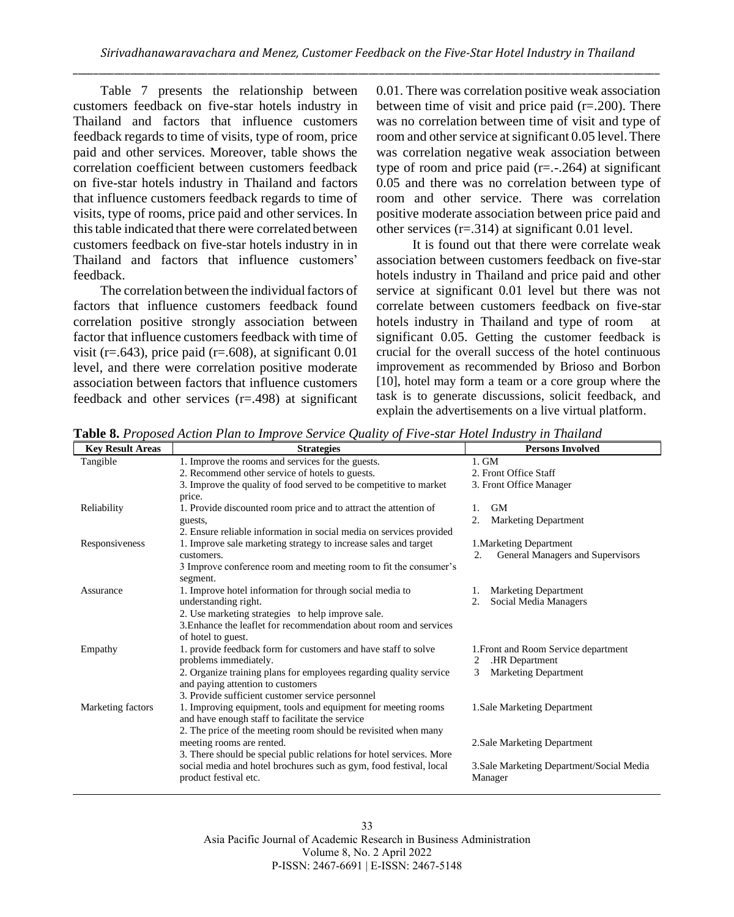Table 7 presents the relationship between customers feedback on five-star hotels industry in Thailand and factors that influence customers feedback regards to time of visits, type of room, price paid and other services. Moreover, table shows the correlation coefficient between customers feedback on five-star hotels industry in Thailand and factors that influence customers feedback regards to time of visits, type of rooms, price paid and other services. In this table indicated that there were correlated between customers feedback on five-star hotels industry in in Thailand and factors that influence customers' feedback.

The correlation between the individual factors of factors that influence customers feedback found correlation positive strongly association between factor that influence customers feedback with time of visit (r=.643), price paid (r=.608), at significant 0.01 level, and there were correlation positive moderate association between factors that influence customers feedback and other services (r=.498) at significant 0.01. There was correlation positive weak association between time of visit and price paid (r=.200). There was no correlation between time of visit and type of room and other service at significant 0.05 level. There was correlation negative weak association between type of room and price paid (r=.-.264) at significant 0.05 and there was no correlation between type of room and other service. There was correlation positive moderate association between price paid and other services (r=.314) at significant 0.01 level.

It is found out that there were correlate weak association between customers feedback on five-star hotels industry in Thailand and price paid and other service at significant 0.01 level but there was not correlate between customers feedback on five-star hotels industry in Thailand and type of room at significant 0.05. Getting the customer feedback is crucial for the overall success of the hotel continuous improvement as recommended by Brioso and Borbon [10], hotel may form a team or a core group where the task is to generate discussions, solicit feedback, and explain the advertisements on a live virtual platform.

**Table 8.** *Proposed Action Plan to Improve Service Quality of Five-star Hotel Industry in Thailand*

| Key Result Areas | Strategies | Persons Involved |
|---|---|---|
| Tangible | 1. Improve the rooms and services for the guests.<br>2. Recommend other service of hotels to guests.<br>3. Improve the quality of food served to be competitive to market price. | 1. GM<br>2. Front Office Staff<br>3. Front Office Manager |
| Reliability | 1. Provide discounted room price and to attract the attention of guests,<br>2. Ensure reliable information in social media on services provided | 1. GM<br>2. Marketing Department |
| Responsiveness | 1. Improve sale marketing strategy to increase sales and target customers.<br>3 Improve conference room and meeting room to fit the consumer's segment. | 1.Marketing Department<br>2. General Managers and Supervisors |
| Assurance | 1. Improve hotel information for through social media to understanding right.<br>2. Use marketing strategies to help improve sale.<br>3.Enhance the leaflet for recommendation about room and services of hotel to guest. | 1. Marketing Department<br>2. Social Media Managers |
| Empathy | 1. provide feedback form for customers and have staff to solve problems immediately.<br>2. Organize training plans for employees regarding quality service and paying attention to customers<br>3. Provide sufficient customer service personnel | 1.Front and Room Service department<br>2 .HR Department<br>3 Marketing Department |
| Marketing factors | 1. Improving equipment, tools and equipment for meeting rooms and have enough staff to facilitate the service<br>2. The price of the meeting room should be revisited when many meeting rooms are rented.<br>3. There should be special public relations for hotel services. More social media and hotel brochures such as gym, food festival, local product festival etc. | 1.Sale Marketing Department<br>2.Sale Marketing Department<br>3.Sale Marketing Department/Social Media Manager |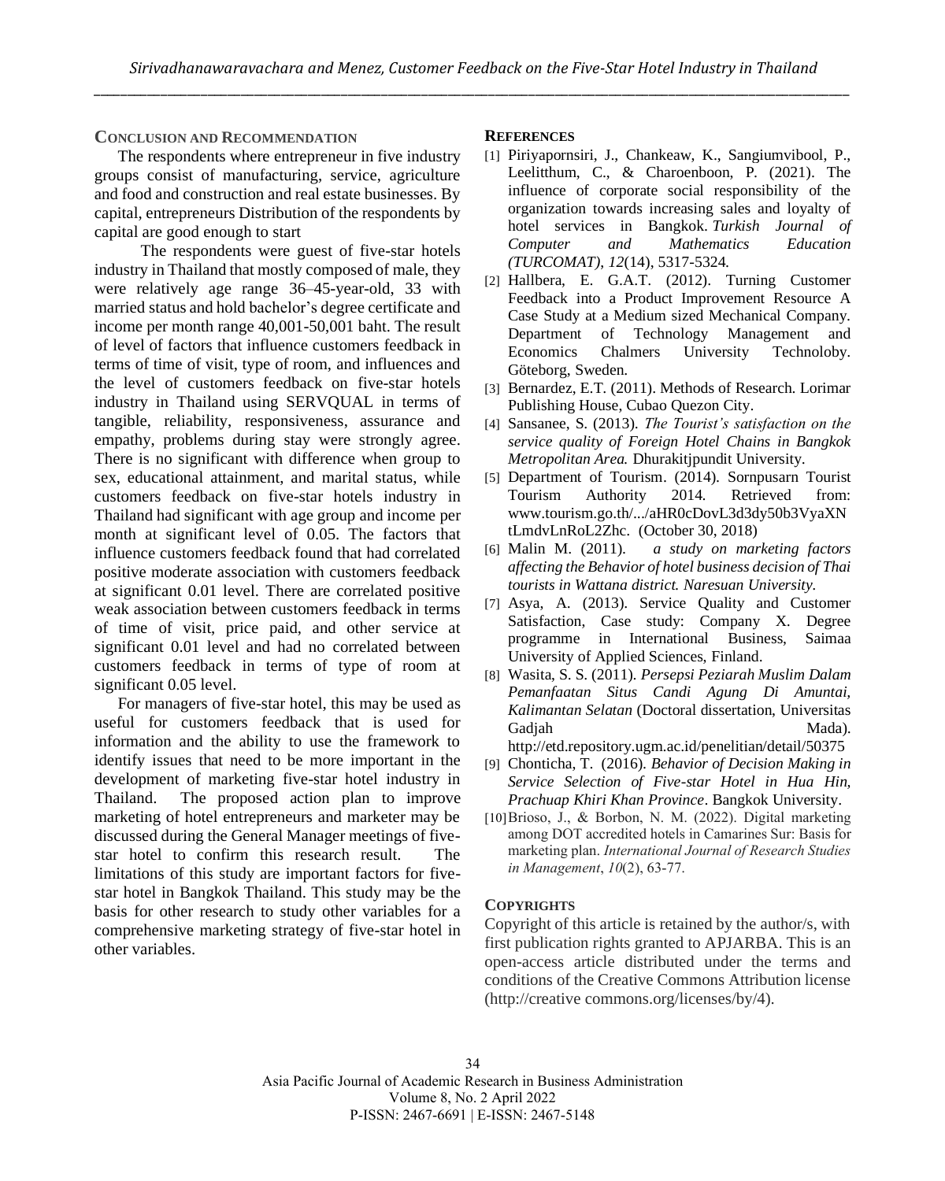## Conclusion and Recommendation

The respondents where entrepreneur in five industry groups consist of manufacturing, service, agriculture and food and construction and real estate businesses. By capital, entrepreneurs Distribution of the respondents by capital are good enough to start

The respondents were guest of five-star hotels industry in Thailand that mostly composed of male, they were relatively age range 36–45-year-old, 33 with married status and hold bachelor's degree certificate and income per month range 40,001-50,001 baht. The result of level of factors that influence customers feedback in terms of time of visit, type of room, and influences and the level of customers feedback on five-star hotels industry in Thailand using SERVQUAL in terms of tangible, reliability, responsiveness, assurance and empathy, problems during stay were strongly agree. There is no significant with difference when group to sex, educational attainment, and marital status, while customers feedback on five-star hotels industry in Thailand had significant with age group and income per month at significant level of 0.05. The factors that influence customers feedback found that had correlated positive moderate association with customers feedback at significant 0.01 level. There are correlated positive weak association between customers feedback in terms of time of visit, price paid, and other service at significant 0.01 level and had no correlated between customers feedback in terms of type of room at significant 0.05 level.

For managers of five-star hotel, this may be used as useful for customers feedback that is used for information and the ability to use the framework to identify issues that need to be more important in the development of marketing five-star hotel industry in Thailand. The proposed action plan to improve marketing of hotel entrepreneurs and marketer may be discussed during the General Manager meetings of five-star hotel to confirm this research result. The limitations of this study are important factors for five-star hotel in Bangkok Thailand. This study may be the basis for other research to study other variables for a comprehensive marketing strategy of five-star hotel in other variables.

## References

[1] Piriyapornsiri, J., Chankeaw, K., Sangiumvibool, P., Leelitthum, C., & Charoenboon, P. (2021). The influence of corporate social responsibility of the organization towards increasing sales and loyalty of hotel services in Bangkok. *Turkish Journal of Computer and Mathematics Education (TURCOMAT)*, *12*(14), 5317-5324.

[2] Hallbera, E. G.A.T. (2012). Turning Customer Feedback into a Product Improvement Resource A Case Study at a Medium sized Mechanical Company. Department of Technology Management and Economics Chalmers University Technoloby. Göteborg, Sweden.

[3] Bernardez, E.T. (2011). Methods of Research. Lorimar Publishing House, Cubao Quezon City.

[4] Sansanee, S. (2013). *The Tourist's satisfaction on the service quality of Foreign Hotel Chains in Bangkok Metropolitan Area.* Dhurakitjpundit University.

[5] Department of Tourism. (2014). Sornpusarn Tourist Tourism Authority 2014. Retrieved from: www.tourism.go.th/.../aHR0cDovL3d3dy50b3VyaXNtLmdvLnRoL2Zhc. (October 30, 2018)

[6] Malin M. (2011). *a study on marketing factors affecting the Behavior of hotel business decision of Thai tourists in Wattana district. Naresuan University.*

[7] Asya, A. (2013). Service Quality and Customer Satisfaction, Case study: Company X. Degree programme in International Business, Saimaa University of Applied Sciences, Finland.

[8] Wasita, S. S. (2011). *Persepsi Peziarah Muslim Dalam Pemanfaatan Situs Candi Agung Di Amuntai, Kalimantan Selatan* (Doctoral dissertation, Universitas Gadjah Mada). http://etd.repository.ugm.ac.id/penelitian/detail/50375

[9] Chonticha, T. (2016). *Behavior of Decision Making in Service Selection of Five-star Hotel in Hua Hin, Prachuap Khiri Khan Province*. Bangkok University.

[10] Brioso, J., & Borbon, N. M. (2022). Digital marketing among DOT accredited hotels in Camarines Sur: Basis for marketing plan. *International Journal of Research Studies in Management*, *10*(2), 63-77.

## Copyrights

Copyright of this article is retained by the author/s, with first publication rights granted to APJARBA. This is an open-access article distributed under the terms and conditions of the Creative Commons Attribution license (http://creative commons.org/licenses/by/4).